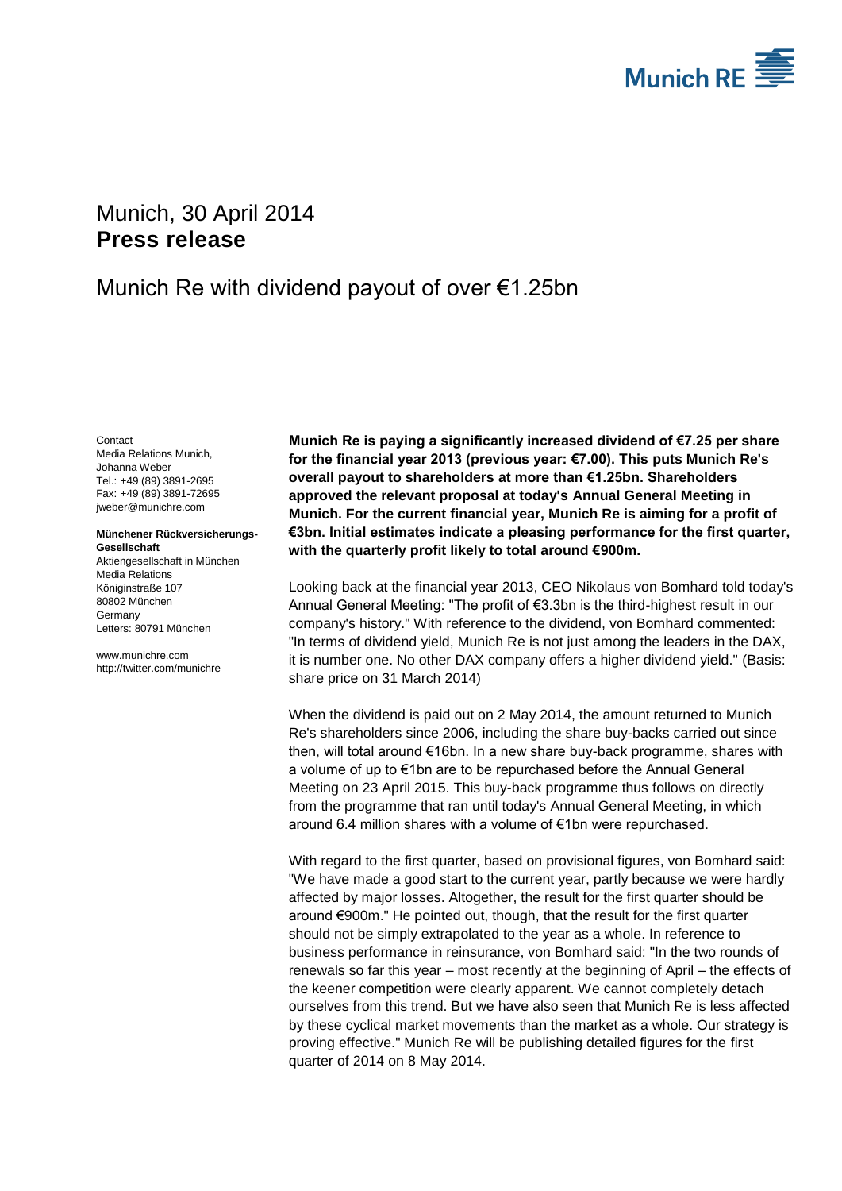Munich, 30 April 2014
**Press release**

# Munich Re with dividend payout of over €1.25bn

Contact
Media Relations Munich,
Johanna Weber
Tel.: +49 (89) 3891-2695
Fax: +49 (89) 3891-72695
jweber@munichre.com

**Münchener Rückversicherungs-Gesellschaft**
Aktiengesellschaft in München
Media Relations
Königinstraße 107
80802 München
Germany
Letters: 80791 München

www.munichre.com
http://twitter.com/munichre

**Munich Re is paying a significantly increased dividend of €7.25 per share for the financial year 2013 (previous year: €7.00). This puts Munich Re's overall payout to shareholders at more than €1.25bn. Shareholders approved the relevant proposal at today's Annual General Meeting in Munich. For the current financial year, Munich Re is aiming for a profit of €3bn. Initial estimates indicate a pleasing performance for the first quarter, with the quarterly profit likely to total around €900m.**

Looking back at the financial year 2013, CEO Nikolaus von Bomhard told today's Annual General Meeting: "The profit of €3.3bn is the third-highest result in our company's history." With reference to the dividend, von Bomhard commented: "In terms of dividend yield, Munich Re is not just among the leaders in the DAX, it is number one. No other DAX company offers a higher dividend yield." (Basis: share price on 31 March 2014)

When the dividend is paid out on 2 May 2014, the amount returned to Munich Re's shareholders since 2006, including the share buy-backs carried out since then, will total around €16bn. In a new share buy-back programme, shares with a volume of up to €1bn are to be repurchased before the Annual General Meeting on 23 April 2015. This buy-back programme thus follows on directly from the programme that ran until today's Annual General Meeting, in which around 6.4 million shares with a volume of €1bn were repurchased.

With regard to the first quarter, based on provisional figures, von Bomhard said: "We have made a good start to the current year, partly because we were hardly affected by major losses. Altogether, the result for the first quarter should be around €900m." He pointed out, though, that the result for the first quarter should not be simply extrapolated to the year as a whole. In reference to business performance in reinsurance, von Bomhard said: "In the two rounds of renewals so far this year – most recently at the beginning of April – the effects of the keener competition were clearly apparent. We cannot completely detach ourselves from this trend. But we have also seen that Munich Re is less affected by these cyclical market movements than the market as a whole. Our strategy is proving effective." Munich Re will be publishing detailed figures for the first quarter of 2014 on 8 May 2014.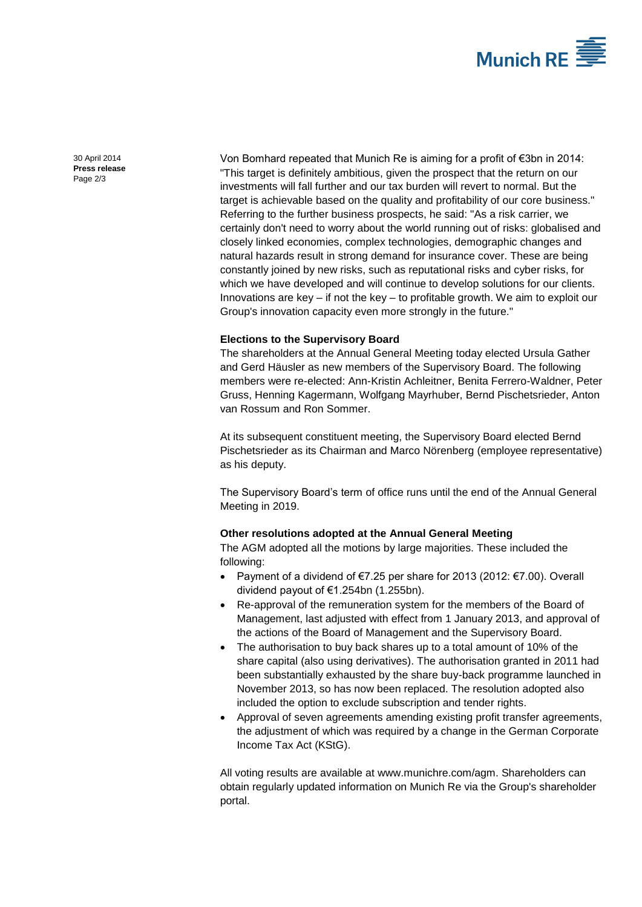Von Bomhard repeated that Munich Re is aiming for a profit of €3bn in 2014: "This target is definitely ambitious, given the prospect that the return on our investments will fall further and our tax burden will revert to normal. But the target is achievable based on the quality and profitability of our core business." Referring to the further business prospects, he said: "As a risk carrier, we certainly don't need to worry about the world running out of risks: globalised and closely linked economies, complex technologies, demographic changes and natural hazards result in strong demand for insurance cover. These are being constantly joined by new risks, such as reputational risks and cyber risks, for which we have developed and will continue to develop solutions for our clients. Innovations are key – if not the key – to profitable growth. We aim to exploit our Group's innovation capacity even more strongly in the future."

**Elections to the Supervisory Board**

The shareholders at the Annual General Meeting today elected Ursula Gather and Gerd Häusler as new members of the Supervisory Board. The following members were re-elected: Ann-Kristin Achleitner, Benita Ferrero-Waldner, Peter Gruss, Henning Kagermann, Wolfgang Mayrhuber, Bernd Pischetsrieder, Anton van Rossum and Ron Sommer.

At its subsequent constituent meeting, the Supervisory Board elected Bernd Pischetsrieder as its Chairman and Marco Nörenberg (employee representative) as his deputy.

The Supervisory Board's term of office runs until the end of the Annual General Meeting in 2019.

**Other resolutions adopted at the Annual General Meeting**

The AGM adopted all the motions by large majorities. These included the following:

- Payment of a dividend of €7.25 per share for 2013 (2012: €7.00). Overall dividend payout of €1.254bn (1.255bn).
- Re-approval of the remuneration system for the members of the Board of Management, last adjusted with effect from 1 January 2013, and approval of the actions of the Board of Management and the Supervisory Board.
- The authorisation to buy back shares up to a total amount of 10% of the share capital (also using derivatives). The authorisation granted in 2011 had been substantially exhausted by the share buy-back programme launched in November 2013, so has now been replaced. The resolution adopted also included the option to exclude subscription and tender rights.
- Approval of seven agreements amending existing profit transfer agreements, the adjustment of which was required by a change in the German Corporate Income Tax Act (KStG).

All voting results are available at www.munichre.com/agm. Shareholders can obtain regularly updated information on Munich Re via the Group's shareholder portal.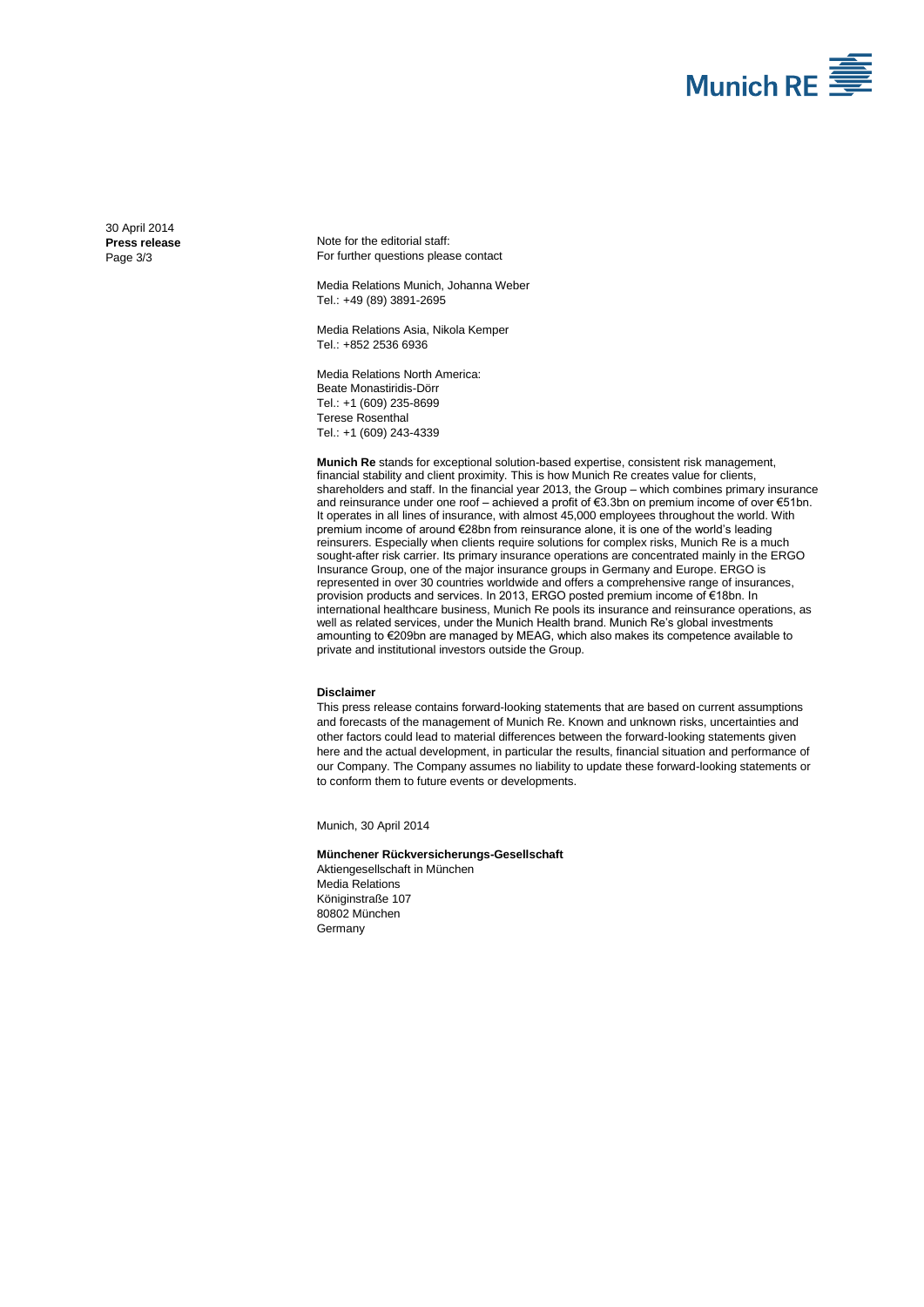Note for the editorial staff:
For further questions please contact

Media Relations Munich, Johanna Weber
Tel.: +49 (89) 3891-2695

Media Relations Asia, Nikola Kemper
Tel.: +852 2536 6936

Media Relations North America:
Beate Monastiridis-Dörr
Tel.: +1 (609) 235-8699
Terese Rosenthal
Tel.: +1 (609) 243-4339

**Munich Re** stands for exceptional solution-based expertise, consistent risk management, financial stability and client proximity. This is how Munich Re creates value for clients, shareholders and staff. In the financial year 2013, the Group – which combines primary insurance and reinsurance under one roof – achieved a profit of €3.3bn on premium income of over €51bn. It operates in all lines of insurance, with almost 45,000 employees throughout the world. With premium income of around €28bn from reinsurance alone, it is one of the world's leading reinsurers. Especially when clients require solutions for complex risks, Munich Re is a much sought-after risk carrier. Its primary insurance operations are concentrated mainly in the ERGO Insurance Group, one of the major insurance groups in Germany and Europe. ERGO is represented in over 30 countries worldwide and offers a comprehensive range of insurances, provision products and services. In 2013, ERGO posted premium income of €18bn. In international healthcare business, Munich Re pools its insurance and reinsurance operations, as well as related services, under the Munich Health brand. Munich Re's global investments amounting to €209bn are managed by MEAG, which also makes its competence available to private and institutional investors outside the Group.

**Disclaimer**
This press release contains forward-looking statements that are based on current assumptions and forecasts of the management of Munich Re. Known and unknown risks, uncertainties and other factors could lead to material differences between the forward-looking statements given here and the actual development, in particular the results, financial situation and performance of our Company. The Company assumes no liability to update these forward-looking statements or to conform them to future events or developments.

Munich, 30 April 2014

**Münchener Rückversicherungs-Gesellschaft**
Aktiengesellschaft in München
Media Relations
Königinstraße 107
80802 München
Germany